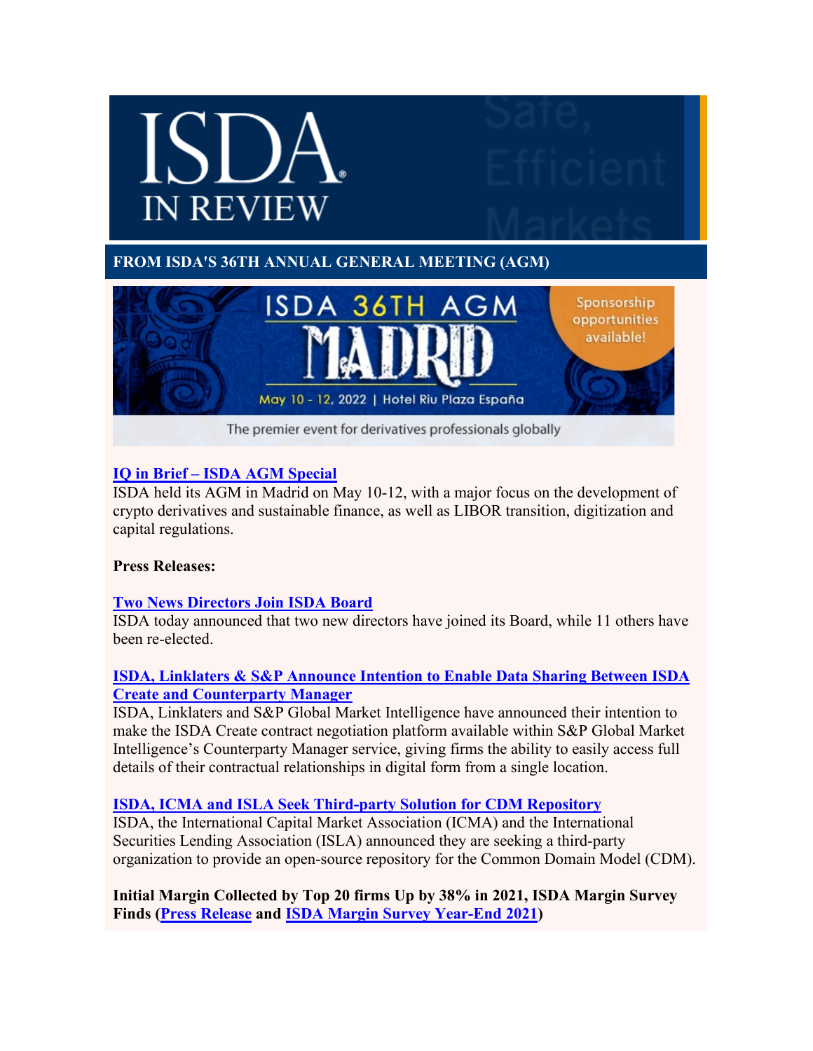# ISDA IN REVIEW

## FROM ISDA'S 36TH ANNUAL GENERAL MEETING (AGM)

ISDA 36TH AGM MADRID

May 10 - 12, 2022 | Hotel Riu Plaza España

Sponsorship opportunities available!

The premier event for derivatives professionals globally

**IQ in Brief – ISDA AGM Special**
ISDA held its AGM in Madrid on May 10-12, with a major focus on the development of crypto derivatives and sustainable finance, as well as LIBOR transition, digitization and capital regulations.

**Press Releases:**

**Two News Directors Join ISDA Board**
ISDA today announced that two new directors have joined its Board, while 11 others have been re-elected.

**ISDA, Linklaters & S&P Announce Intention to Enable Data Sharing Between ISDA Create and Counterparty Manager**
ISDA, Linklaters and S&P Global Market Intelligence have announced their intention to make the ISDA Create contract negotiation platform available within S&P Global Market Intelligence's Counterparty Manager service, giving firms the ability to easily access full details of their contractual relationships in digital form from a single location.

**ISDA, ICMA and ISLA Seek Third-party Solution for CDM Repository**
ISDA, the International Capital Market Association (ICMA) and the International Securities Lending Association (ISLA) announced they are seeking a third-party organization to provide an open-source repository for the Common Domain Model (CDM).

**Initial Margin Collected by Top 20 firms Up by 38% in 2021, ISDA Margin Survey Finds (Press Release and ISDA Margin Survey Year-End 2021)**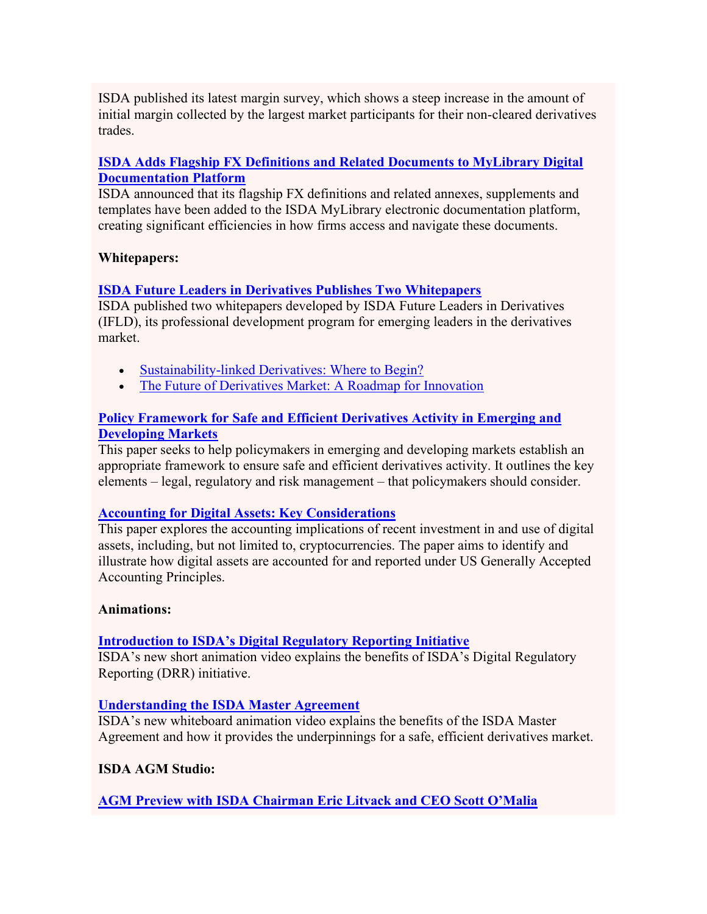ISDA published its latest margin survey, which shows a steep increase in the amount of initial margin collected by the largest market participants for their non-cleared derivatives trades.

**ISDA Adds Flagship FX Definitions and Related Documents to MyLibrary Digital Documentation Platform**

ISDA announced that its flagship FX definitions and related annexes, supplements and templates have been added to the ISDA MyLibrary electronic documentation platform, creating significant efficiencies in how firms access and navigate these documents.

**Whitepapers:**

**ISDA Future Leaders in Derivatives Publishes Two Whitepapers**

ISDA published two whitepapers developed by ISDA Future Leaders in Derivatives (IFLD), its professional development program for emerging leaders in the derivatives market.

- Sustainability-linked Derivatives: Where to Begin?
- The Future of Derivatives Market: A Roadmap for Innovation

**Policy Framework for Safe and Efficient Derivatives Activity in Emerging and Developing Markets**

This paper seeks to help policymakers in emerging and developing markets establish an appropriate framework to ensure safe and efficient derivatives activity. It outlines the key elements – legal, regulatory and risk management – that policymakers should consider.

**Accounting for Digital Assets: Key Considerations**

This paper explores the accounting implications of recent investment in and use of digital assets, including, but not limited to, cryptocurrencies. The paper aims to identify and illustrate how digital assets are accounted for and reported under US Generally Accepted Accounting Principles.

**Animations:**

**Introduction to ISDA's Digital Regulatory Reporting Initiative**

ISDA's new short animation video explains the benefits of ISDA's Digital Regulatory Reporting (DRR) initiative.

**Understanding the ISDA Master Agreement**

ISDA's new whiteboard animation video explains the benefits of the ISDA Master Agreement and how it provides the underpinnings for a safe, efficient derivatives market.

**ISDA AGM Studio:**

**AGM Preview with ISDA Chairman Eric Litvack and CEO Scott O'Malia**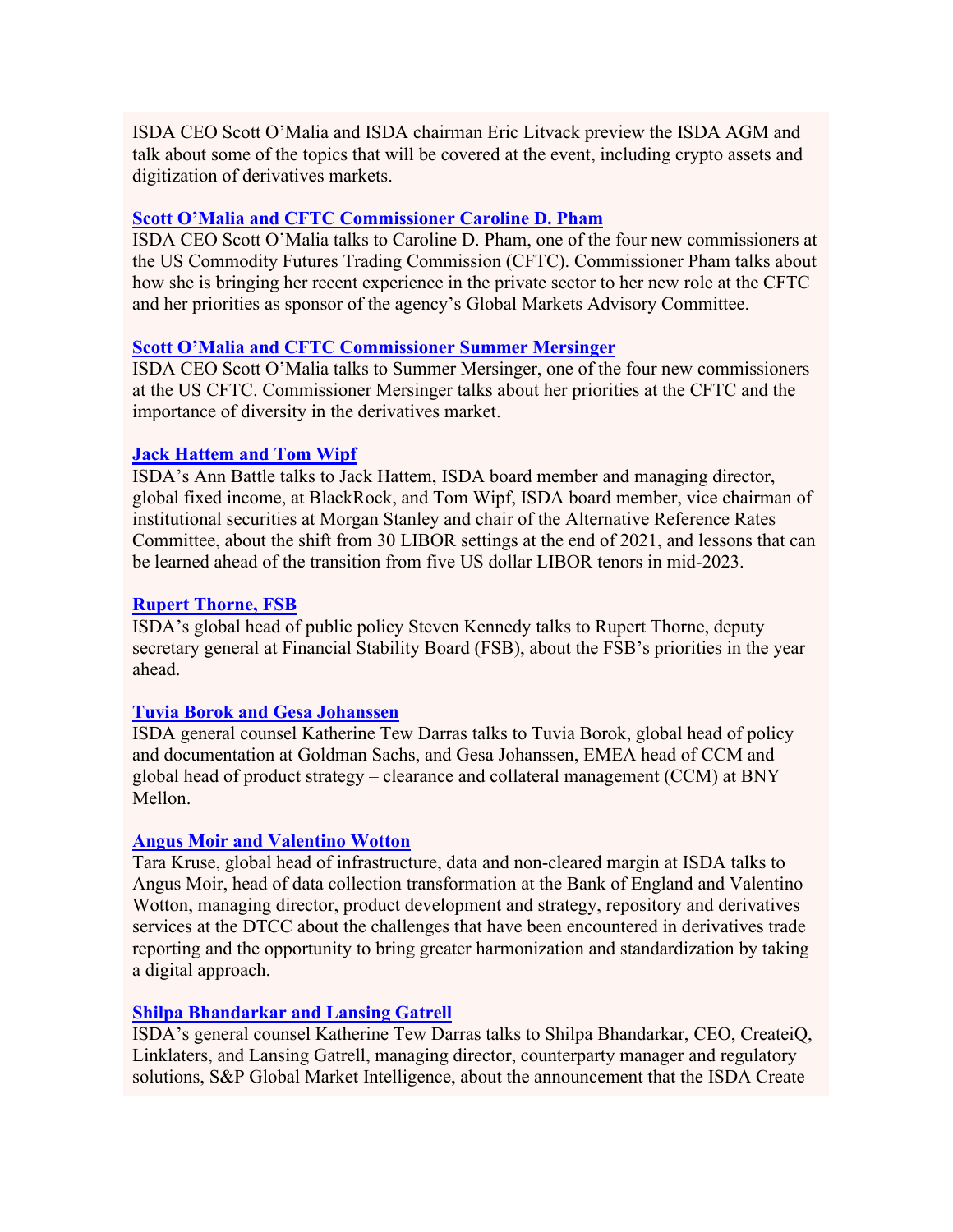ISDA CEO Scott O'Malia and ISDA chairman Eric Litvack preview the ISDA AGM and talk about some of the topics that will be covered at the event, including crypto assets and digitization of derivatives markets.

**Scott O'Malia and CFTC Commissioner Caroline D. Pham**
ISDA CEO Scott O'Malia talks to Caroline D. Pham, one of the four new commissioners at the US Commodity Futures Trading Commission (CFTC). Commissioner Pham talks about how she is bringing her recent experience in the private sector to her new role at the CFTC and her priorities as sponsor of the agency's Global Markets Advisory Committee.

**Scott O'Malia and CFTC Commissioner Summer Mersinger**
ISDA CEO Scott O'Malia talks to Summer Mersinger, one of the four new commissioners at the US CFTC. Commissioner Mersinger talks about her priorities at the CFTC and the importance of diversity in the derivatives market.

**Jack Hattem and Tom Wipf**
ISDA's Ann Battle talks to Jack Hattem, ISDA board member and managing director, global fixed income, at BlackRock, and Tom Wipf, ISDA board member, vice chairman of institutional securities at Morgan Stanley and chair of the Alternative Reference Rates Committee, about the shift from 30 LIBOR settings at the end of 2021, and lessons that can be learned ahead of the transition from five US dollar LIBOR tenors in mid-2023.

**Rupert Thorne, FSB**
ISDA's global head of public policy Steven Kennedy talks to Rupert Thorne, deputy secretary general at Financial Stability Board (FSB), about the FSB's priorities in the year ahead.

**Tuvia Borok and Gesa Johanssen**
ISDA general counsel Katherine Tew Darras talks to Tuvia Borok, global head of policy and documentation at Goldman Sachs, and Gesa Johanssen, EMEA head of CCM and global head of product strategy – clearance and collateral management (CCM) at BNY Mellon.

**Angus Moir and Valentino Wotton**
Tara Kruse, global head of infrastructure, data and non-cleared margin at ISDA talks to Angus Moir, head of data collection transformation at the Bank of England and Valentino Wotton, managing director, product development and strategy, repository and derivatives services at the DTCC about the challenges that have been encountered in derivatives trade reporting and the opportunity to bring greater harmonization and standardization by taking a digital approach.

**Shilpa Bhandarkar and Lansing Gatrell**
ISDA's general counsel Katherine Tew Darras talks to Shilpa Bhandarkar, CEO, CreateiQ, Linklaters, and Lansing Gatrell, managing director, counterparty manager and regulatory solutions, S&P Global Market Intelligence, about the announcement that the ISDA Create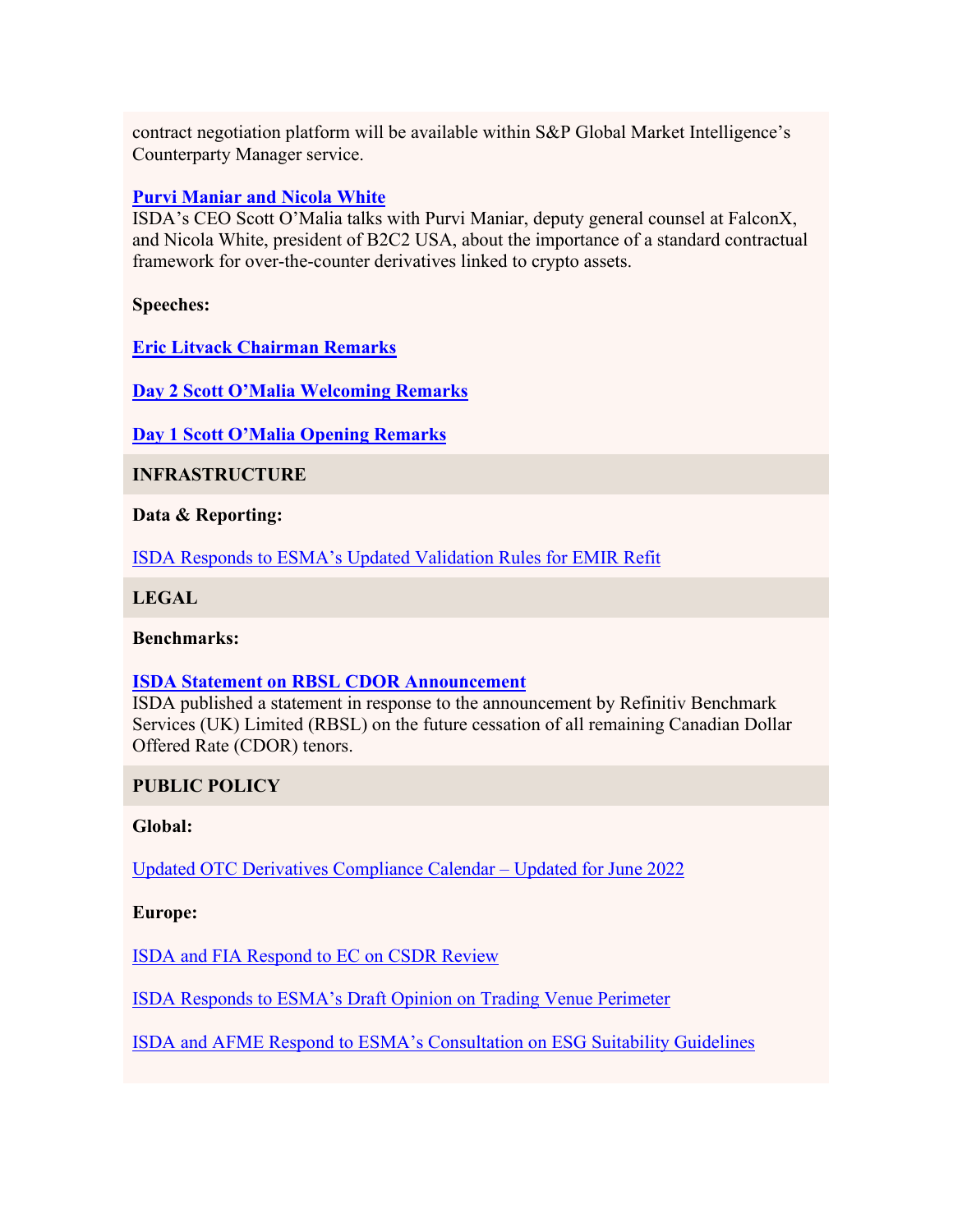contract negotiation platform will be available within S&P Global Market Intelligence's Counterparty Manager service.

**Purvi Maniar and Nicola White**
ISDA's CEO Scott O'Malia talks with Purvi Maniar, deputy general counsel at FalconX, and Nicola White, president of B2C2 USA, about the importance of a standard contractual framework for over-the-counter derivatives linked to crypto assets.

**Speeches:**

**Eric Litvack Chairman Remarks**

**Day 2 Scott O'Malia Welcoming Remarks**

**Day 1 Scott O'Malia Opening Remarks**

## INFRASTRUCTURE

**Data & Reporting:**

ISDA Responds to ESMA's Updated Validation Rules for EMIR Refit

## LEGAL

**Benchmarks:**

**ISDA Statement on RBSL CDOR Announcement**
ISDA published a statement in response to the announcement by Refinitiv Benchmark Services (UK) Limited (RBSL) on the future cessation of all remaining Canadian Dollar Offered Rate (CDOR) tenors.

## PUBLIC POLICY

**Global:**

Updated OTC Derivatives Compliance Calendar – Updated for June 2022

**Europe:**

ISDA and FIA Respond to EC on CSDR Review

ISDA Responds to ESMA's Draft Opinion on Trading Venue Perimeter

ISDA and AFME Respond to ESMA's Consultation on ESG Suitability Guidelines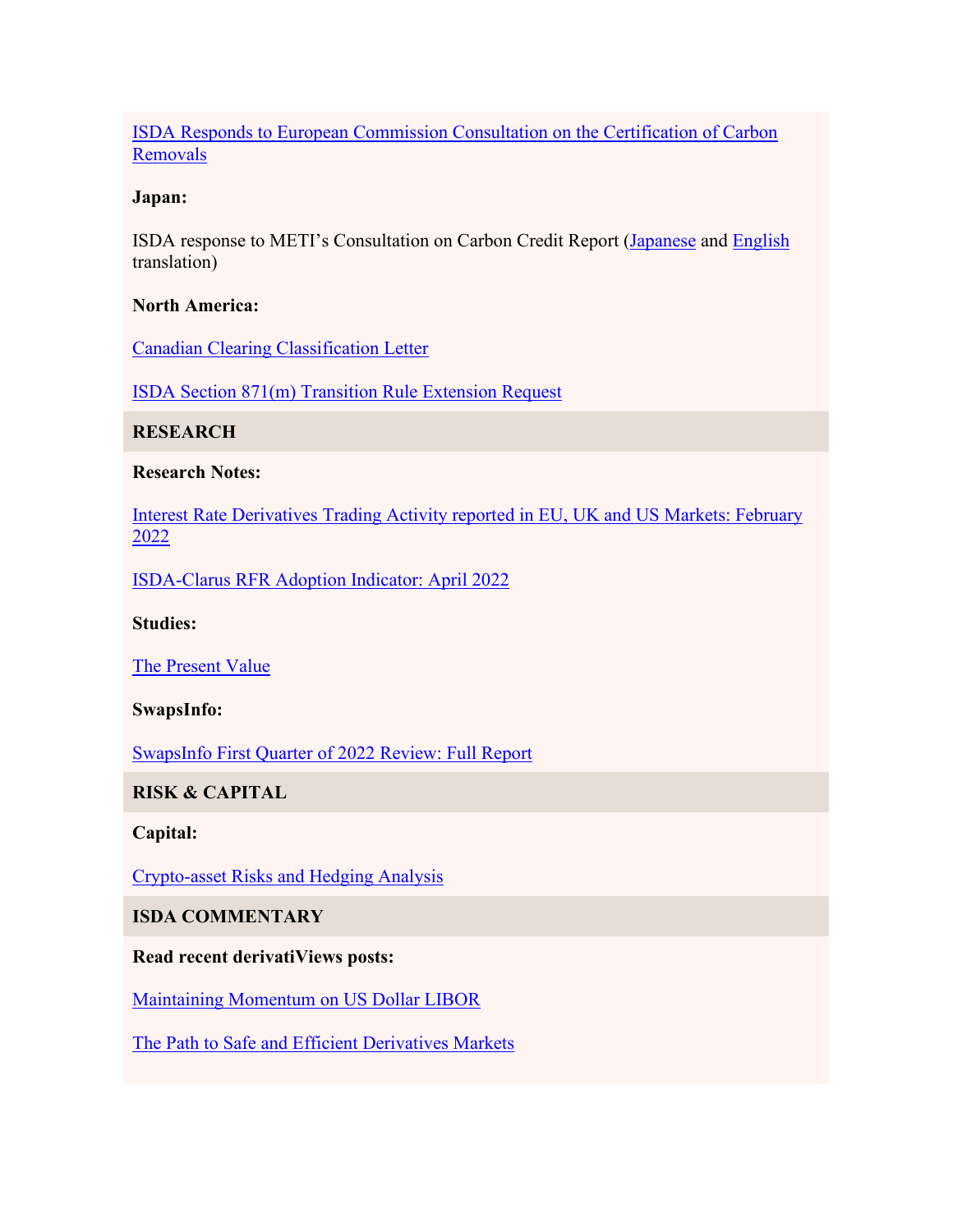ISDA Responds to European Commission Consultation on the Certification of Carbon Removals

**Japan:**

ISDA response to METI's Consultation on Carbon Credit Report (Japanese and English translation)

**North America:**

Canadian Clearing Classification Letter

ISDA Section 871(m) Transition Rule Extension Request

## RESEARCH

**Research Notes:**

Interest Rate Derivatives Trading Activity reported in EU, UK and US Markets: February 2022

ISDA-Clarus RFR Adoption Indicator: April 2022

**Studies:**

The Present Value

**SwapsInfo:**

SwapsInfo First Quarter of 2022 Review: Full Report

## RISK & CAPITAL

**Capital:**

Crypto-asset Risks and Hedging Analysis

## ISDA COMMENTARY

**Read recent derivatiViews posts:**

Maintaining Momentum on US Dollar LIBOR

The Path to Safe and Efficient Derivatives Markets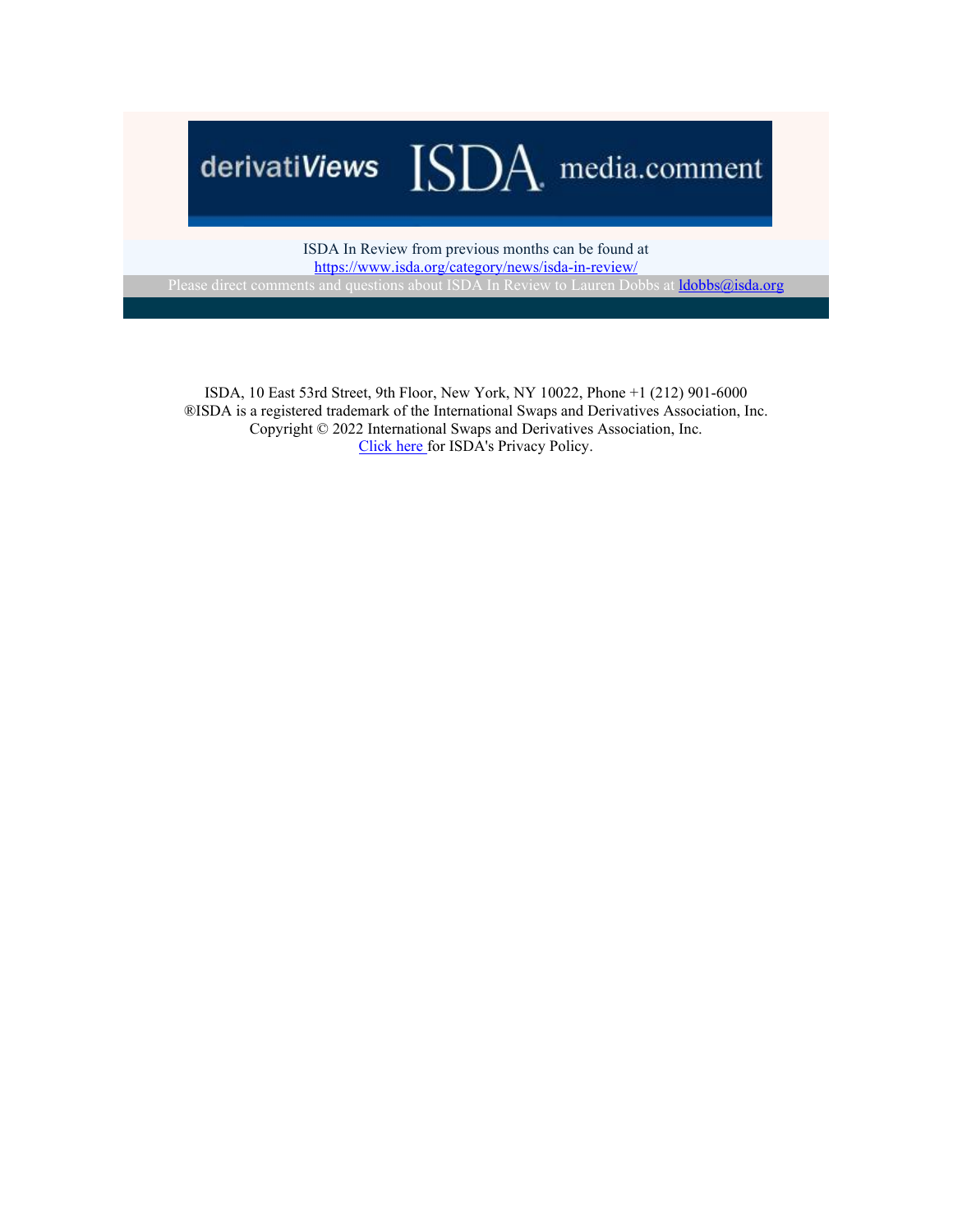derivatiViews ISDA media.comment

ISDA In Review from previous months can be found at
https://www.isda.org/category/news/isda-in-review/

Please direct comments and questions about ISDA In Review to Lauren Dobbs at ldobbs@isda.org

ISDA, 10 East 53rd Street, 9th Floor, New York, NY 10022, Phone +1 (212) 901-6000
®ISDA is a registered trademark of the International Swaps and Derivatives Association, Inc.
Copyright © 2022 International Swaps and Derivatives Association, Inc.
Click here for ISDA's Privacy Policy.